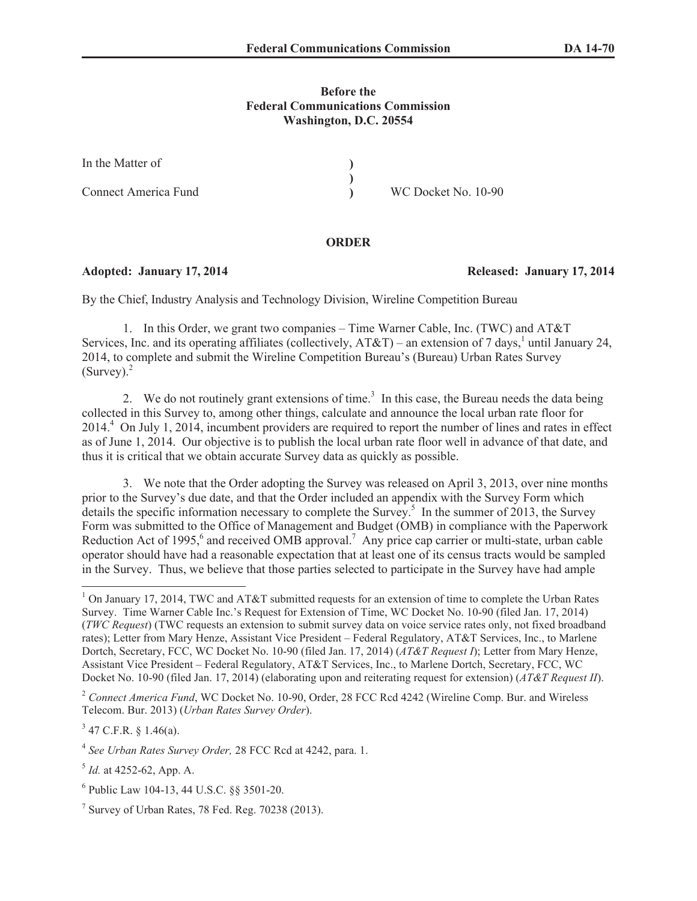**Before the**
**Federal Communications Commission**
**Washington, D.C. 20554**

| | | |
|---|---|---|
| In the Matter of | ) | |
| | ) | |
| Connect America Fund | ) | WC Docket No. 10-90 |

**ORDER**

**Adopted: January 17, 2014** **Released: January 17, 2014**

By the Chief, Industry Analysis and Technology Division, Wireline Competition Bureau

1. In this Order, we grant two companies – Time Warner Cable, Inc. (TWC) and AT&T Services, Inc. and its operating affiliates (collectively, AT&T) – an extension of 7 days,[1] until January 24, 2014, to complete and submit the Wireline Competition Bureau's (Bureau) Urban Rates Survey (Survey).[2]

2. We do not routinely grant extensions of time.[3] In this case, the Bureau needs the data being collected in this Survey to, among other things, calculate and announce the local urban rate floor for 2014.[4] On July 1, 2014, incumbent providers are required to report the number of lines and rates in effect as of June 1, 2014. Our objective is to publish the local urban rate floor well in advance of that date, and thus it is critical that we obtain accurate Survey data as quickly as possible.

3. We note that the Order adopting the Survey was released on April 3, 2013, over nine months prior to the Survey's due date, and that the Order included an appendix with the Survey Form which details the specific information necessary to complete the Survey.[5] In the summer of 2013, the Survey Form was submitted to the Office of Management and Budget (OMB) in compliance with the Paperwork Reduction Act of 1995,[6] and received OMB approval.[7] Any price cap carrier or multi-state, urban cable operator should have had a reasonable expectation that at least one of its census tracts would be sampled in the Survey. Thus, we believe that those parties selected to participate in the Survey have had ample

---

[1] On January 17, 2014, TWC and AT&T submitted requests for an extension of time to complete the Urban Rates Survey. Time Warner Cable Inc.'s Request for Extension of Time, WC Docket No. 10-90 (filed Jan. 17, 2014) (*TWC Request*) (TWC requests an extension to submit survey data on voice service rates only, not fixed broadband rates); Letter from Mary Henze, Assistant Vice President – Federal Regulatory, AT&T Services, Inc., to Marlene Dortch, Secretary, FCC, WC Docket No. 10-90 (filed Jan. 17, 2014) (*AT&T Request I*); Letter from Mary Henze, Assistant Vice President – Federal Regulatory, AT&T Services, Inc., to Marlene Dortch, Secretary, FCC, WC Docket No. 10-90 (filed Jan. 17, 2014) (elaborating upon and reiterating request for extension) (*AT&T Request II*).

[2] *Connect America Fund*, WC Docket No. 10-90, Order, 28 FCC Rcd 4242 (Wireline Comp. Bur. and Wireless Telecom. Bur. 2013) (*Urban Rates Survey Order*).

[3] 47 C.F.R. § 1.46(a).

[4] *See Urban Rates Survey Order,* 28 FCC Rcd at 4242, para. 1.

[5] *Id.* at 4252-62, App. A.

[6] Public Law 104-13, 44 U.S.C. §§ 3501-20.

[7] Survey of Urban Rates, 78 Fed. Reg. 70238 (2013).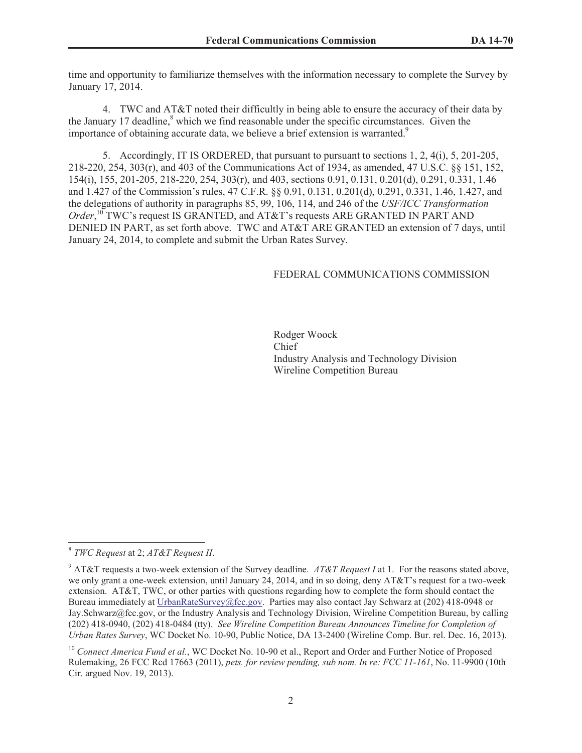time and opportunity to familiarize themselves with the information necessary to complete the Survey by January 17, 2014.

4. TWC and AT&T noted their difficultly in being able to ensure the accuracy of their data by the January 17 deadline,[8] which we find reasonable under the specific circumstances. Given the importance of obtaining accurate data, we believe a brief extension is warranted.[9]

5. Accordingly, IT IS ORDERED, that pursuant to pursuant to sections 1, 2, 4(i), 5, 201-205, 218-220, 254, 303(r), and 403 of the Communications Act of 1934, as amended, 47 U.S.C. §§ 151, 152, 154(i), 155, 201-205, 218-220, 254, 303(r), and 403, sections 0.91, 0.131, 0.201(d), 0.291, 0.331, 1.46 and 1.427 of the Commission's rules, 47 C.F.R. §§ 0.91, 0.131, 0.201(d), 0.291, 0.331, 1.46, 1.427, and the delegations of authority in paragraphs 85, 99, 106, 114, and 246 of the *USF/ICC Transformation Order*,[10] TWC's request IS GRANTED, and AT&T's requests ARE GRANTED IN PART AND DENIED IN PART, as set forth above. TWC and AT&T ARE GRANTED an extension of 7 days, until January 24, 2014, to complete and submit the Urban Rates Survey.

FEDERAL COMMUNICATIONS COMMISSION

Rodger Woock
Chief
Industry Analysis and Technology Division
Wireline Competition Bureau

---

[8] *TWC Request* at 2; *AT&T Request II*.

[9] AT&T requests a two-week extension of the Survey deadline. *AT&T Request I* at 1. For the reasons stated above, we only grant a one-week extension, until January 24, 2014, and in so doing, deny AT&T's request for a two-week extension. AT&T, TWC, or other parties with questions regarding how to complete the form should contact the Bureau immediately at UrbanRateSurvey@fcc.gov. Parties may also contact Jay Schwarz at (202) 418-0948 or Jay.Schwarz@fcc.gov, or the Industry Analysis and Technology Division, Wireline Competition Bureau, by calling (202) 418-0940, (202) 418-0484 (tty). *See Wireline Competition Bureau Announces Timeline for Completion of Urban Rates Survey*, WC Docket No. 10-90, Public Notice, DA 13-2400 (Wireline Comp. Bur. rel. Dec. 16, 2013).

[10] *Connect America Fund et al.*, WC Docket No. 10-90 et al., Report and Order and Further Notice of Proposed Rulemaking, 26 FCC Rcd 17663 (2011), *pets. for review pending, sub nom. In re: FCC 11-161*, No. 11-9900 (10th Cir. argued Nov. 19, 2013).